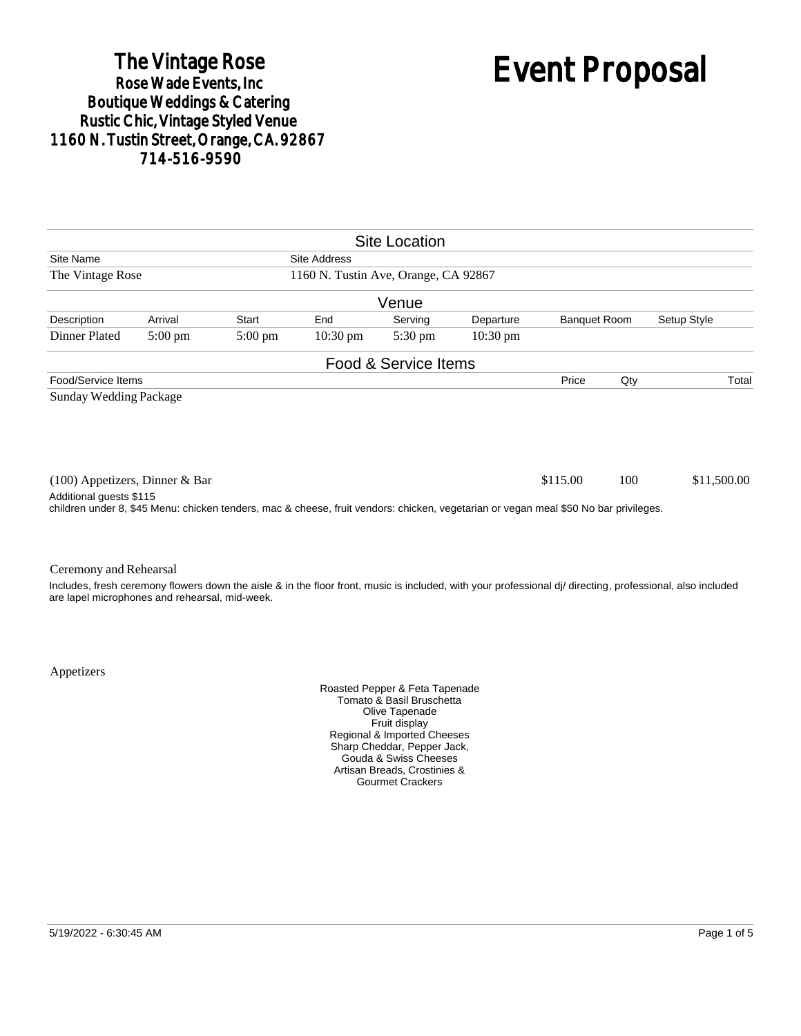# The Vintage Rose
## Rose Wade Events, Inc
## Boutique Weddings & Catering
## Rustic Chic, Vintage Styled Venue
## 1160 N. Tustin Street, Orange, CA. 92867
## 714-516-9590

# Event Proposal

## Site Location

| Site Name | Site Address |
|---|---|
| The Vintage Rose | 1160 N. Tustin Ave, Orange, CA 92867 |

## Venue

| Description | Arrival | Start | End | Serving | Departure | Banquet Room | Setup Style |
|---|---|---|---|---|---|---|---|
| Dinner Plated | 5:00 pm | 5:00 pm | 10:30 pm | 5:30 pm | 10:30 pm | | |

## Food & Service Items

| Food/Service Items | Price | Qty | Total |
|---|---|---|---|
| Sunday Wedding Package | | | |
| (100) Appetizers, Dinner & Bar | $115.00 | 100 | $11,500.00 |

Additional guests $115
children under 8, $45 Menu: chicken tenders, mac & cheese, fruit vendors: chicken, vegetarian or vegan meal $50 No bar privileges.

Ceremony and Rehearsal

Includes, fresh ceremony flowers down the aisle & in the floor front, music is included, with your professional dj/ directing, professional, also included are lapel microphones and rehearsal, mid-week.

Appetizers

Roasted Pepper & Feta Tapenade
Tomato & Basil Bruschetta
Olive Tapenade
Fruit display
Regional & Imported Cheeses
Sharp Cheddar, Pepper Jack,
Gouda & Swiss Cheeses
Artisan Breads, Crostinies &
Gourmet Crackers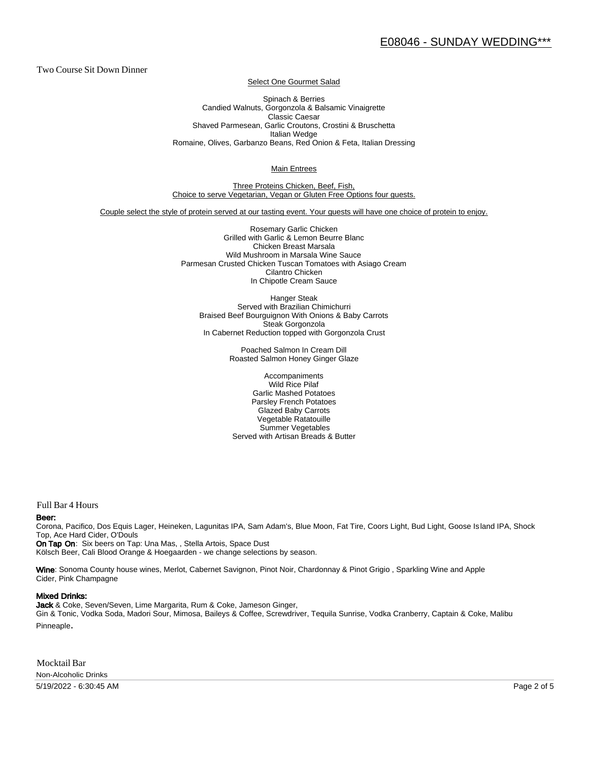## Two Course Sit Down Dinner

Select One Gourmet Salad

Spinach & Berries
Candied Walnuts, Gorgonzola & Balsamic Vinaigrette
Classic Caesar
Shaved Parmesean, Garlic Croutons, Crostini & Bruschetta
Italian Wedge
Romaine, Olives, Garbanzo Beans, Red Onion & Feta, Italian Dressing

Main Entrees

Three Proteins Chicken, Beef, Fish,
Choice to serve Vegetarian, Vegan or Gluten Free Options four guests.

Couple select the style of protein served at our tasting event. Your guests will have one choice of protein to enjoy.

Rosemary Garlic Chicken
Grilled with Garlic & Lemon Beurre Blanc
Chicken Breast Marsala
Wild Mushroom in Marsala Wine Sauce
Parmesan Crusted Chicken Tuscan Tomatoes with Asiago Cream
Cilantro Chicken
In Chipotle Cream Sauce

Hanger Steak
Served with Brazilian Chimichurri
Braised Beef Bourguignon With Onions & Baby Carrots
Steak Gorgonzola
In Cabernet Reduction topped with Gorgonzola Crust

Poached Salmon In Cream Dill
Roasted Salmon Honey Ginger Glaze

Accompaniments
Wild Rice Pilaf
Garlic Mashed Potatoes
Parsley French Potatoes
Glazed Baby Carrots
Vegetable Ratatouille
Summer Vegetables
Served with Artisan Breads & Butter

## Full Bar 4 Hours

**Beer:**
Corona, Pacifico, Dos Equis Lager, Heineken, Lagunitas IPA, Sam Adam's, Blue Moon, Fat Tire, Coors Light, Bud Light, Goose Island IPA, Shock Top, Ace Hard Cider, O'Douls
**On Tap On**: Six beers on Tap: Una Mas, , Stella Artois, Space Dust
Kölsch Beer, Cali Blood Orange & Hoegaarden - we change selections by season.

**Wine**: Sonoma County house wines, Merlot, Cabernet Savignon, Pinot Noir, Chardonnay & Pinot Grigio , Sparkling Wine and Apple Cider, Pink Champagne

**Mixed Drinks:**
**Jack** & Coke, Seven/Seven, Lime Margarita, Rum & Coke, Jameson Ginger,
Gin & Tonic, Vodka Soda, Madori Sour, Mimosa, Baileys & Coffee, Screwdriver, Tequila Sunrise, Vodka Cranberry, Captain & Coke, Malibu Pinneaple.

## Mocktail Bar

Non-Alcoholic Drinks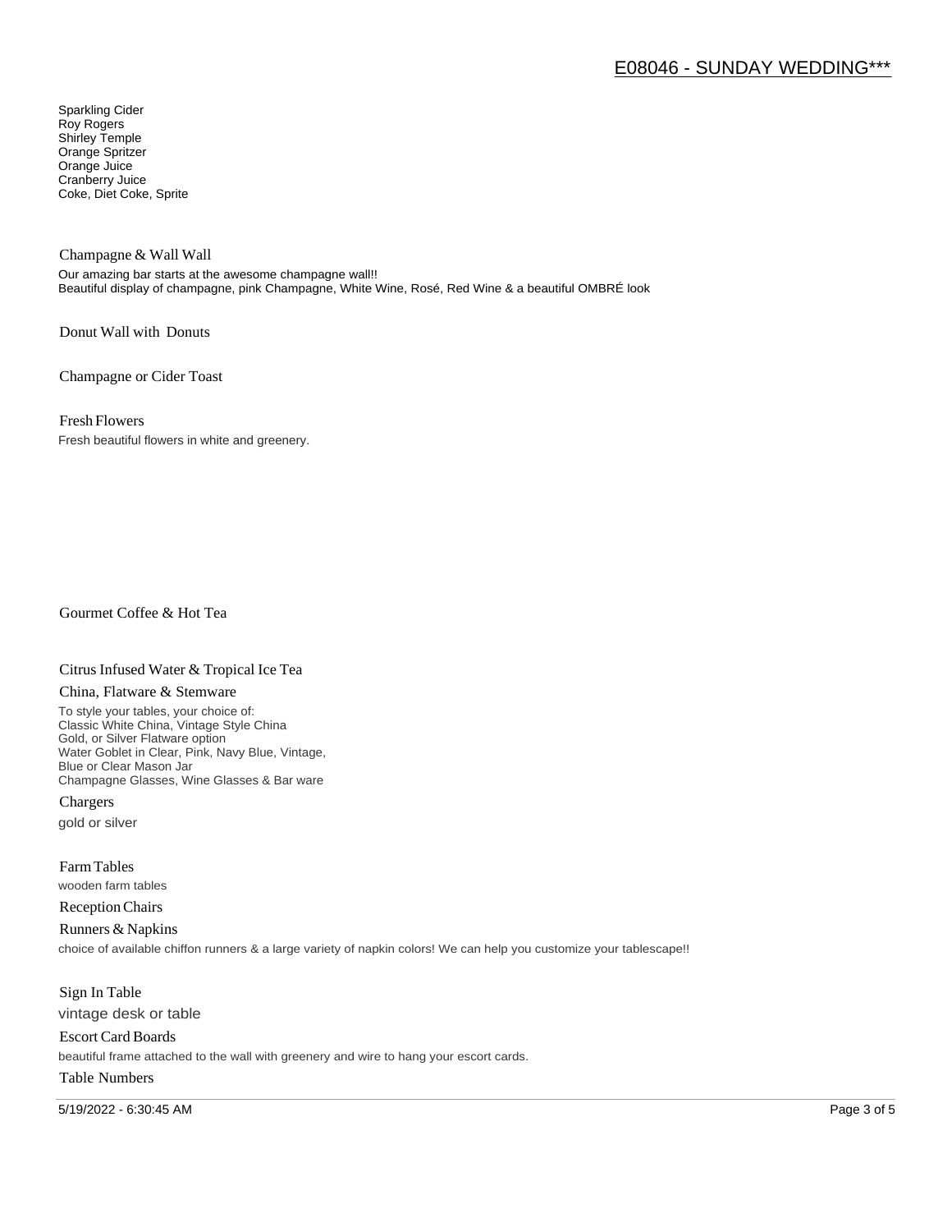Sparkling Cider
Roy Rogers
Shirley Temple
Orange Spritzer
Orange Juice
Cranberry Juice
Coke, Diet Coke, Sprite

### Champagne & Wall Wall

Our amazing bar starts at the awesome champagne wall!!
Beautiful display of champagne, pink Champagne, White Wine, Rosé, Red Wine & a beautiful OMBRÉ look

### Donut Wall with Donuts

### Champagne or Cider Toast

### Fresh Flowers

Fresh beautiful flowers in white and greenery.

### Gourmet Coffee & Hot Tea

### Citrus Infused Water & Tropical Ice Tea

### China, Flatware & Stemware

To style your tables, your choice of:
Classic White China, Vintage Style China
Gold, or Silver Flatware option
Water Goblet in Clear, Pink, Navy Blue, Vintage,
Blue or Clear Mason Jar
Champagne Glasses, Wine Glasses & Bar ware

### Chargers

gold or silver

### Farm Tables

wooden farm tables

### Reception Chairs

### Runners & Napkins

choice of available chiffon runners & a large variety of napkin colors! We can help you customize your tablescape!!

### Sign In Table

vintage desk or table

### Escort Card Boards

beautiful frame attached to the wall with greenery and wire to hang your escort cards.

### Table Numbers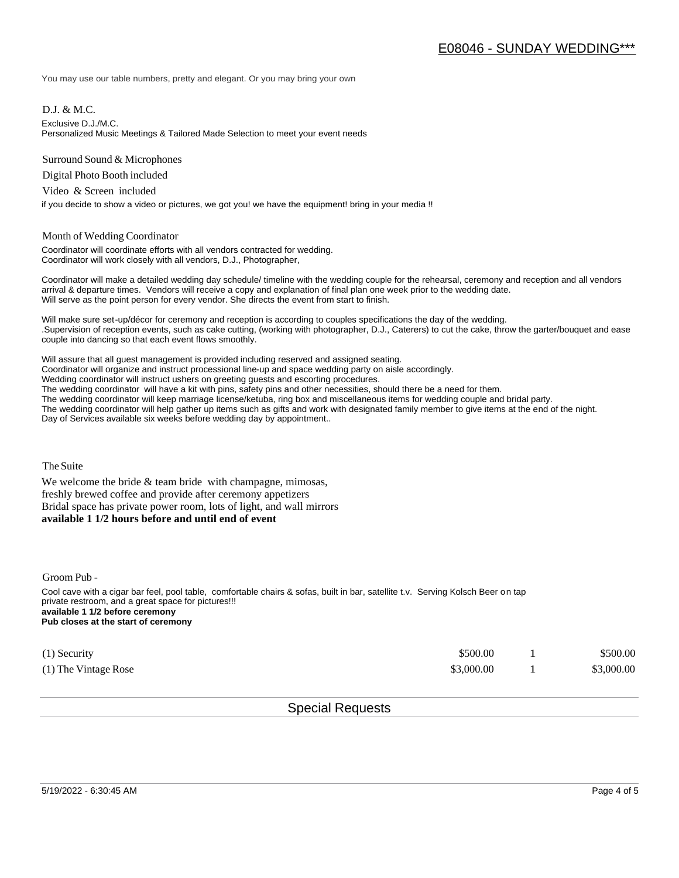# E08046 - SUNDAY WEDDING***

You may use our table numbers, pretty and elegant. Or you may bring your own

D.J. & M.C.

Exclusive D.J./M.C.
Personalized Music Meetings & Tailored Made Selection to meet your event needs

Surround Sound & Microphones

Digital Photo Booth included

Video & Screen included

if you decide to show a video or pictures, we got you! we have the equipment! bring in your media !!

Month of Wedding Coordinator

Coordinator will coordinate efforts with all vendors contracted for wedding.
Coordinator will work closely with all vendors, D.J., Photographer,

Coordinator will make a detailed wedding day schedule/ timeline with the wedding couple for the rehearsal, ceremony and reception and all vendors arrival & departure times. Vendors will receive a copy and explanation of final plan one week prior to the wedding date.
Will serve as the point person for every vendor. She directs the event from start to finish.

Will make sure set-up/décor for ceremony and reception is according to couples specifications the day of the wedding.
.Supervision of reception events, such as cake cutting, (working with photographer, D.J., Caterers) to cut the cake, throw the garter/bouquet and ease couple into dancing so that each event flows smoothly.

Will assure that all guest management is provided including reserved and assigned seating.
Coordinator will organize and instruct processional line-up and space wedding party on aisle accordingly.
Wedding coordinator will instruct ushers on greeting guests and escorting procedures.
The wedding coordinator will have a kit with pins, safety pins and other necessities, should there be a need for them.
The wedding coordinator will keep marriage license/ketuba, ring box and miscellaneous items for wedding couple and bridal party.
The wedding coordinator will help gather up items such as gifts and work with designated family member to give items at the end of the night.
Day of Services available six weeks before wedding day by appointment..

The Suite

We welcome the bride & team bride with champagne, mimosas,
freshly brewed coffee and provide after ceremony appetizers
Bridal space has private power room, lots of light, and wall mirrors
**available 1 1/2 hours before and until end of event**

Groom Pub -

Cool cave with a cigar bar feel, pool table, comfortable chairs & sofas, built in bar, satellite t.v. Serving Kolsch Beer on tap
private restroom, and a great space for pictures!!!
**available 1 1/2 before ceremony**
**Pub closes at the start of ceremony**

| | | | |
|---|---|---|---|
| (1) Security | $500.00 | 1 | $500.00 |
| (1) The Vintage Rose | $3,000.00 | 1 | $3,000.00 |

## Special Requests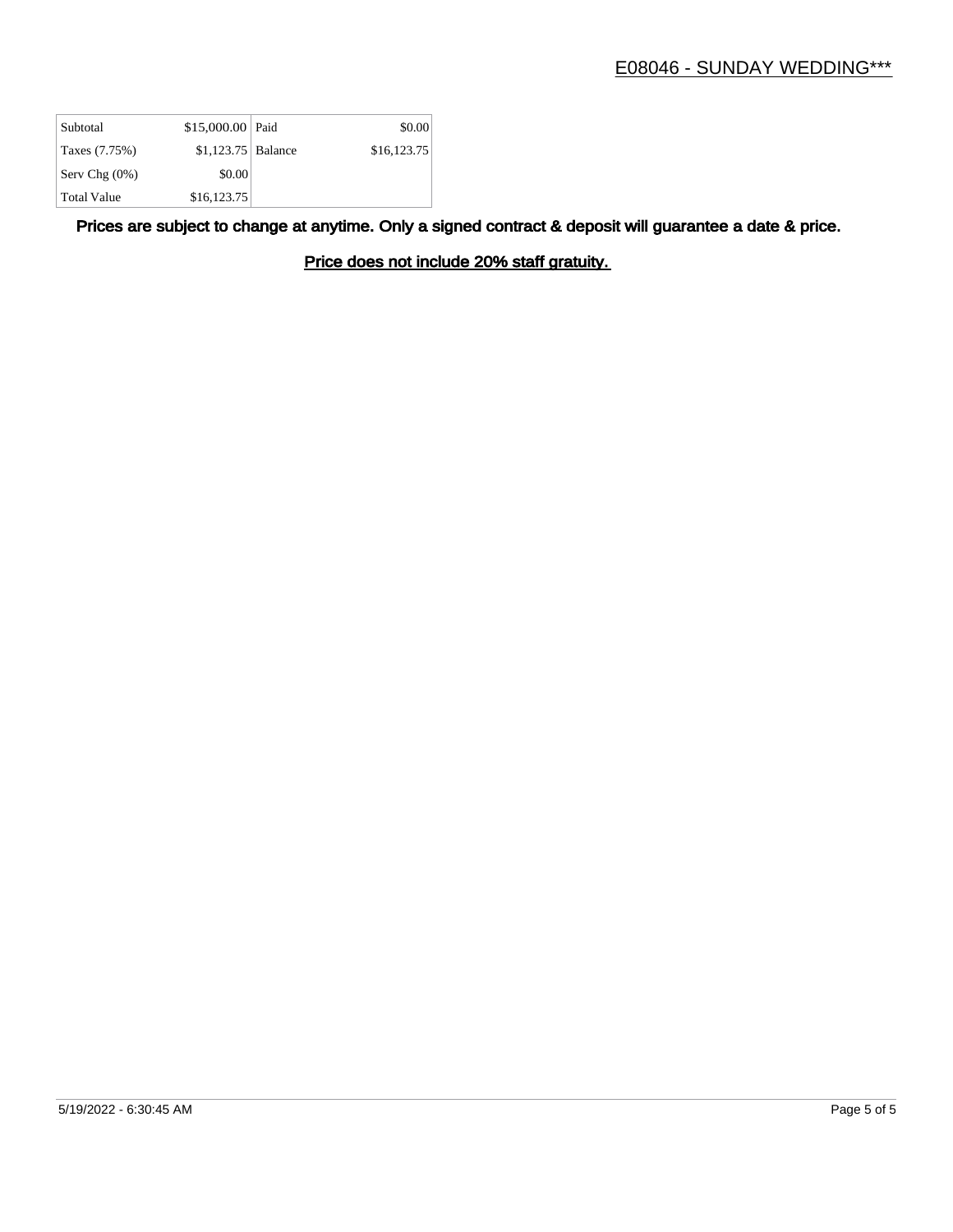| | | | |
|---|---|---|---|
| Subtotal | $15,000.00 | Paid | $0.00 |
| Taxes (7.75%) | $1,123.75 | Balance | $16,123.75 |
| Serv Chg (0%) | $0.00 | | |
| Total Value | $16,123.75 | | |

**Prices are subject to change at anytime. Only a signed contract & deposit will guarantee a date & price.**

**Price does not include 20% staff gratuity.**